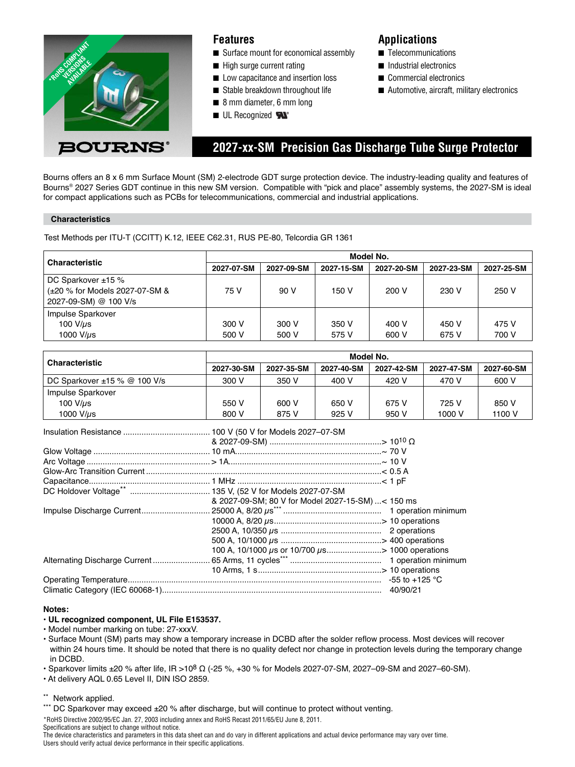*RoHS COMPLIANT VERSIONS AVAILABLE

BOURNS®

## Features

- Surface mount for economical assembly
- High surge current rating
- Low capacitance and insertion loss
- Stable breakdown throughout life
- 8 mm diameter, 6 mm long
- UL Recognized

## Applications

- Telecommunications
- Industrial electronics
- Commercial electronics
- Automotive, aircraft, military electronics

# 2027-xx-SM Precision Gas Discharge Tube Surge Protector

Bourns offers an 8 x 6 mm Surface Mount (SM) 2-electrode GDT surge protection device. The industry-leading quality and features of Bourns® 2027 Series GDT continue in this new SM version. Compatible with "pick and place" assembly systems, the 2027-SM is ideal for compact applications such as PCBs for telecommunications, commercial and industrial applications.

### Characteristics

Test Methods per ITU-T (CCITT) K.12, IEEE C62.31, RUS PE-80, Telcordia GR 1361

| Characteristic | Model No. | | | | | |
|---|---|---|---|---|---|---|
| | 2027-07-SM | 2027-09-SM | 2027-15-SM | 2027-20-SM | 2027-23-SM | 2027-25-SM |
| DC Sparkover ±15 % (±20 % for Models 2027-07-SM & 2027-09-SM) @ 100 V/s | 75 V | 90 V | 150 V | 200 V | 230 V | 250 V |
| Impulse Sparkover 100 V/μs | 300 V | 300 V | 350 V | 400 V | 450 V | 475 V |
| Impulse Sparkover 1000 V/μs | 500 V | 500 V | 575 V | 600 V | 675 V | 700 V |

| Characteristic | Model No. | | | | | |
|---|---|---|---|---|---|---|
| | 2027-30-SM | 2027-35-SM | 2027-40-SM | 2027-42-SM | 2027-47-SM | 2027-60-SM |
| DC Sparkover ±15 % @ 100 V/s | 300 V | 350 V | 400 V | 420 V | 470 V | 600 V |
| Impulse Sparkover 100 V/μs | 550 V | 600 V | 650 V | 675 V | 725 V | 850 V |
| Impulse Sparkover 1000 V/μs | 800 V | 875 V | 925 V | 950 V | 1000 V | 1100 V |

| Parameter | Condition | Value |
|---|---|---|
| Insulation Resistance | 100 V (50 V for Models 2027–07-SM & 2027-09-SM) | > $10^{10}$ Ω |
| Glow Voltage | 10 mA | ~ 70 V |
| Arc Voltage | > 1A | ~ 10 V |
| Glow-Arc Transition Current | | < 0.5 A |
| Capacitance | 1 MHz | < 1 pF |
| DC Holdover Voltage** | 135 V, (52 V for Models 2027-07-SM & 2027-09-SM; 80 V for Model 2027-15-SM) | < 150 ms |
| Impulse Discharge Current | 25000 A, 8/20 μs*** | 1 operation minimum |
| | 10000 A, 8/20 μs | > 10 operations |
| | 2500 A, 10/350 μs | 2 operations |
| | 500 A, 10/1000 μs | > 400 operations |
| | 100 A, 10/1000 μs or 10/700 μs | > 1000 operations |
| Alternating Discharge Current | 65 Arms, 11 cycles*** | 1 operation minimum |
| | 10 Arms, 1 s | > 10 operations |
| Operating Temperature | | -55 to +125 °C |
| Climatic Category (IEC 60068-1) | | 40/90/21 |

**Notes:**

- **UL recognized component, UL File E153537.**
- Model number marking on tube: 27-xxxV.
- Surface Mount (SM) parts may show a temporary increase in DCBD after the solder reflow process. Most devices will recover within 24 hours time. It should be noted that there is no quality defect nor change in protection levels during the temporary change in DCBD.
- Sparkover limits ±20 % after life, IR >$10^8$ Ω (-25 %, +30 % for Models 2027-07-SM, 2027–09-SM and 2027–60-SM).
- At delivery AQL 0.65 Level II, DIN ISO 2859.

** Network applied.

*** DC Sparkover may exceed ±20 % after discharge, but will continue to protect without venting.

*RoHS Directive 2002/95/EC Jan. 27, 2003 including annex and RoHS Recast 2011/65/EU June 8, 2011.
Specifications are subject to change without notice.
The device characteristics and parameters in this data sheet can and do vary in different applications and actual device performance may vary over time.
Users should verify actual device performance in their specific applications.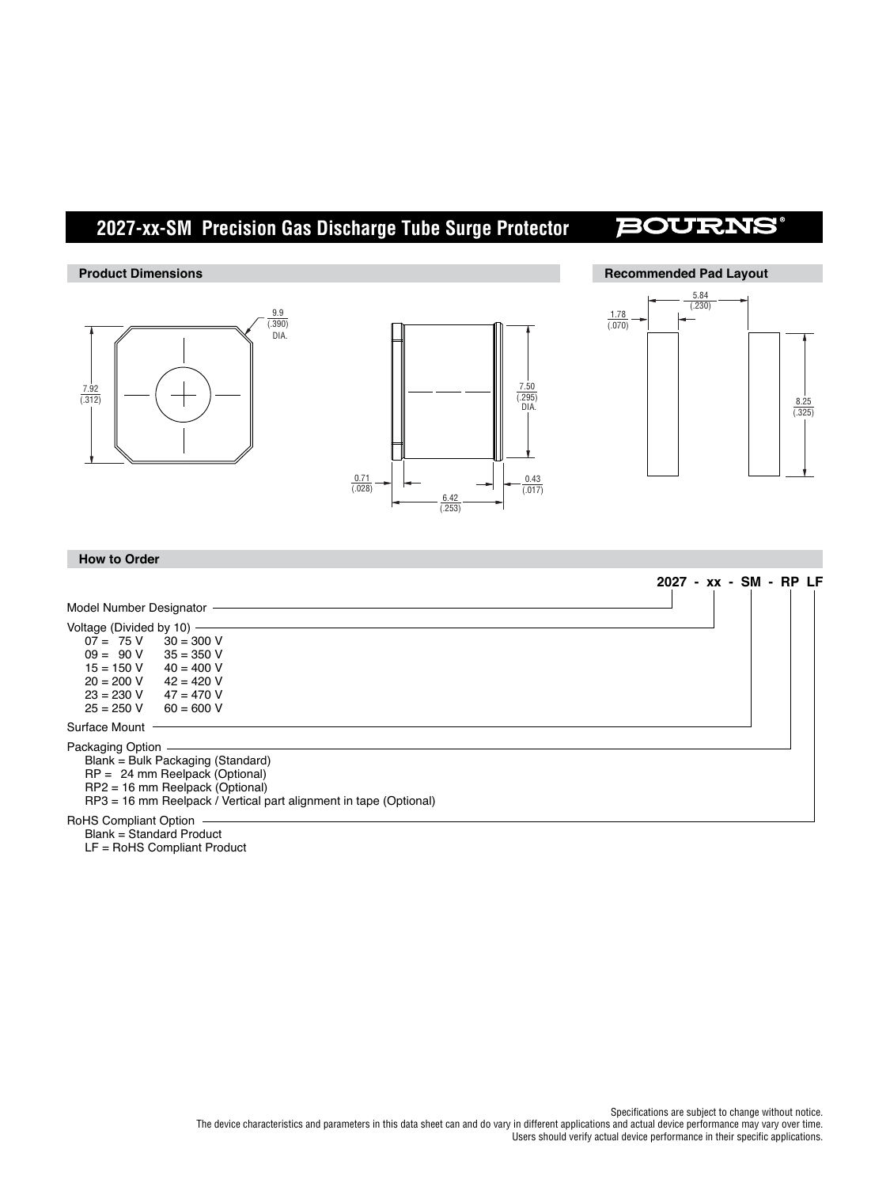# 2027-xx-SM Precision Gas Discharge Tube Surge Protector

## Product Dimensions

7.92 (.312)

9.9 (.390) DIA.

7.50 (.295) DIA.

0.71 (.028)

0.43 (.017)

6.42 (.253)

## Recommended Pad Layout

5.84 (.230)

1.78 (.070)

8.25 (.325)

## How to Order

**2027 - xx - SM - RP LF**

Model Number Designator

Voltage (Divided by 10)

| | |
|---|---|
| 07 = 75 V | 30 = 300 V |
| 09 = 90 V | 35 = 350 V |
| 15 = 150 V | 40 = 400 V |
| 20 = 200 V | 42 = 420 V |
| 23 = 230 V | 47 = 470 V |
| 25 = 250 V | 60 = 600 V |

Surface Mount

Packaging Option
- Blank = Bulk Packaging (Standard)
- RP = 24 mm Reelpack (Optional)
- RP2 = 16 mm Reelpack (Optional)
- RP3 = 16 mm Reelpack / Vertical part alignment in tape (Optional)

RoHS Compliant Option
- Blank = Standard Product
- LF = RoHS Compliant Product

Specifications are subject to change without notice.
The device characteristics and parameters in this data sheet can and do vary in different applications and actual device performance may vary over time.
Users should verify actual device performance in their specific applications.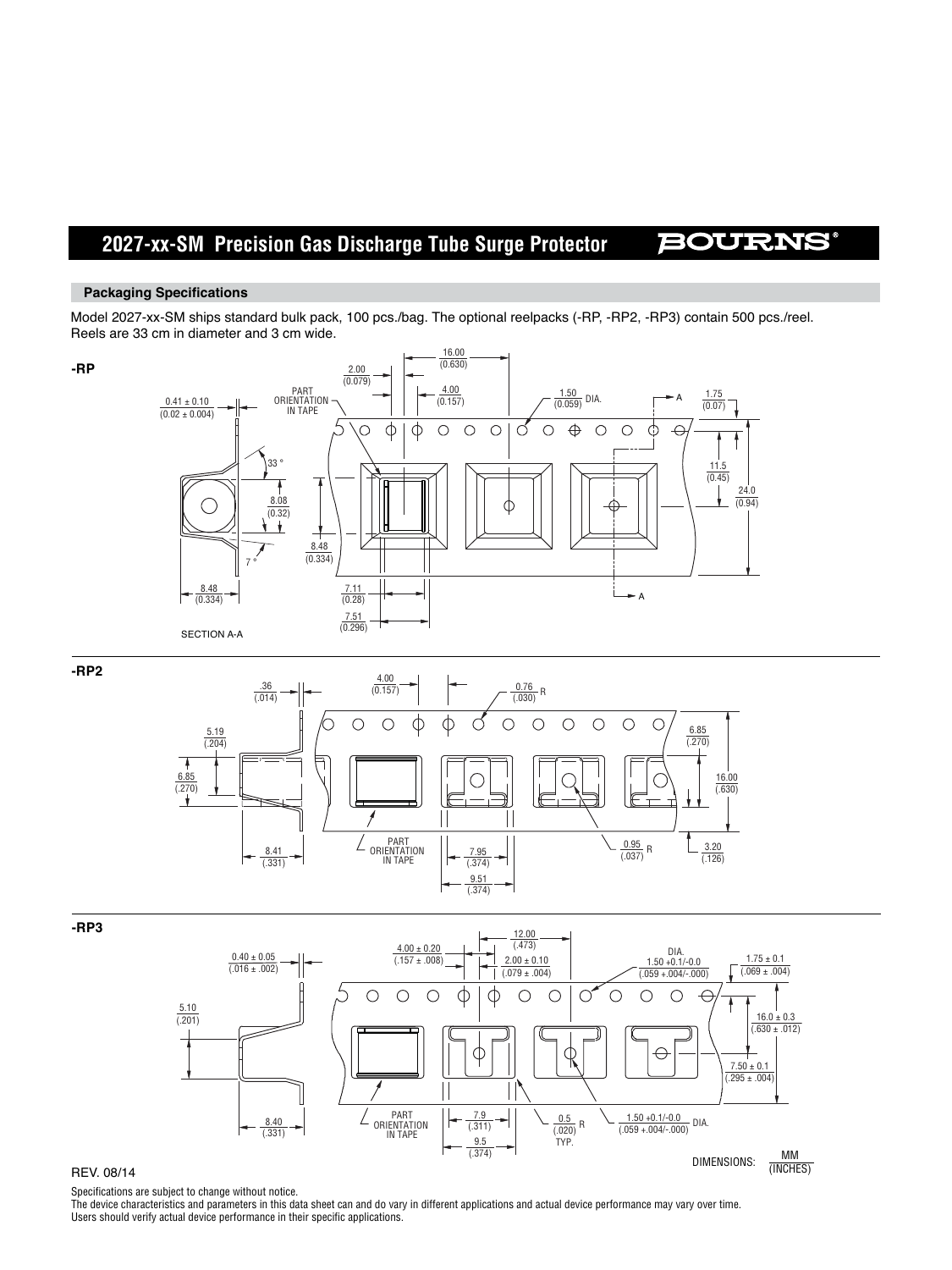## 2027-xx-SM Precision Gas Discharge Tube Surge Protector

### Packaging Specifications

Model 2027-xx-SM ships standard bulk pack, 100 pcs./bag. The optional reelpacks (-RP, -RP2, -RP3) contain 500 pcs./reel. Reels are 33 cm in diameter and 3 cm wide.

**-RP**

16.00 (0.630)
2.00 (0.079)
4.00 (0.157)
PART ORIENTATION IN TAPE
0.41 ± 0.10 (0.02 ± 0.004)
1.50 (0.059) DIA.
A
1.75 (0.07)
33 °
8.08 (0.32)
11.5 (0.45)
24.0 (0.94)
8.48 (0.334)
7 °
8.48 (0.334)
7.11 (0.28)
7.51 (0.296)
A
SECTION A-A

**-RP2**

.36 (.014)
4.00 (0.157)
0.76 (.030) R
5.19 (.204)
6.85 (.270)
6.85 (.270)
16.00 (.630)
PART ORIENTATION IN TAPE
8.41 (.331)
7.95 (.374)
9.51 (.374)
0.95 (.037) R
3.20 (.126)

**-RP3**

12.00 (.473)
4.00 ± 0.20 (.157 ± .008)
2.00 ± 0.10 (.079 ± .004)
0.40 ± 0.05 (.016 ± .002)
DIA. 1.50 +0.1/-0.0 (.059 +.004/-.000)
1.75 ± 0.1 (.069 ± .004)
5.10 (.201)
16.0 ± 0.3 (.630 ± .012)
7.50 ± 0.1 (.295 ± .004)
8.40 (.331)
PART ORIENTATION IN TAPE
7.9 (.311)
9.5 (.374)
0.5 (.020) R TYP.
1.50 +0.1/-0.0 (.059 +.004/-.000) DIA.

DIMENSIONS: MM (INCHES)

REV. 08/14

Specifications are subject to change without notice.
The device characteristics and parameters in this data sheet can and do vary in different applications and actual device performance may vary over time.
Users should verify actual device performance in their specific applications.